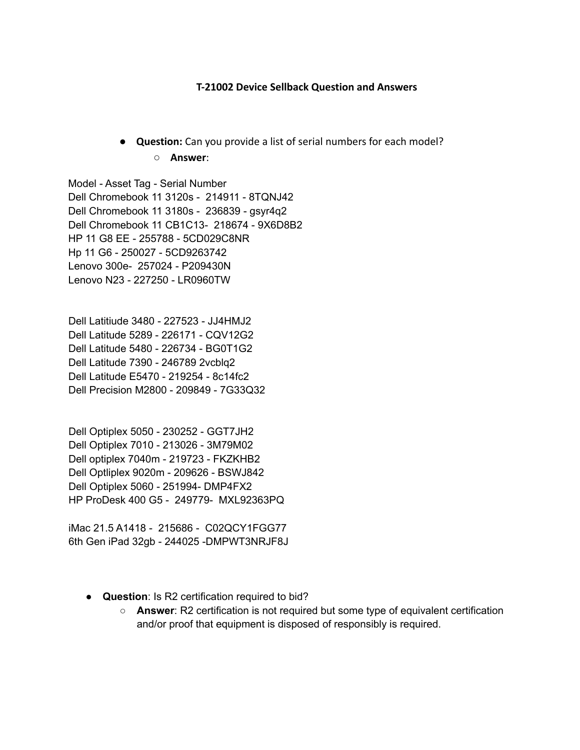**T-21002 Device Sellback Question and Answers**

- **Question:** Can you provide a list of serial numbers for each model?
    - **Answer**:

Model - Asset Tag - Serial Number
Dell Chromebook 11 3120s - 214911 - 8TQNJ42
Dell Chromebook 11 3180s - 236839 - gsyr4q2
Dell Chromebook 11 CB1C13- 218674 - 9X6D8B2
HP 11 G8 EE - 255788 - 5CD029C8NR
Hp 11 G6 - 250027 - 5CD9263742
Lenovo 300e- 257024 - P209430N
Lenovo N23 - 227250 - LR0960TW

Dell Latitiude 3480 - 227523 - JJ4HMJ2
Dell Latitude 5289 - 226171 - CQV12G2
Dell Latitude 5480 - 226734 - BG0T1G2
Dell Latitude 7390 - 246789 2vcblq2
Dell Latitude E5470 - 219254 - 8c14fc2
Dell Precision M2800 - 209849 - 7G33Q32

Dell Optiplex 5050 - 230252 - GGT7JH2
Dell Optiplex 7010 - 213026 - 3M79M02
Dell optiplex 7040m - 219723 - FKZKHB2
Dell Optliplex 9020m - 209626 - BSWJ842
Dell Optiplex 5060 - 251994- DMP4FX2
HP ProDesk 400 G5 - 249779- MXL92363PQ

iMac 21.5 A1418 - 215686 - C02QCY1FGG77
6th Gen iPad 32gb - 244025 -DMPWT3NRJF8J

- **Question**: Is R2 certification required to bid?
    - **Answer**: R2 certification is not required but some type of equivalent certification and/or proof that equipment is disposed of responsibly is required.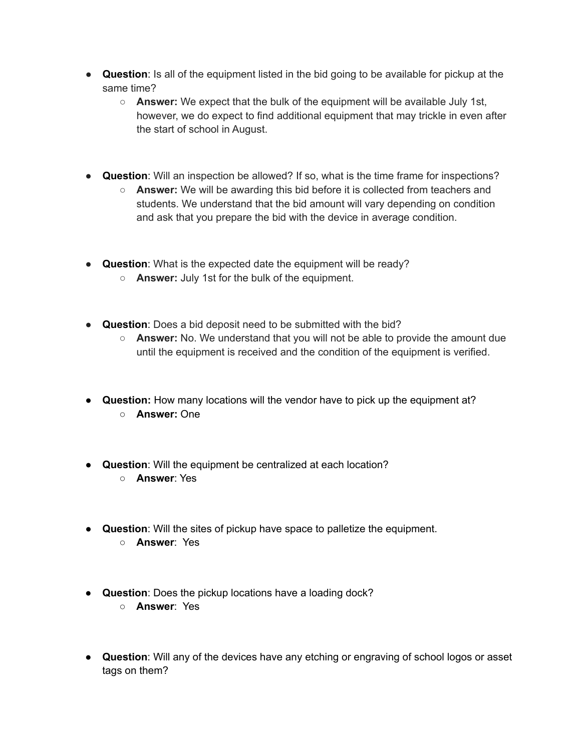- **Question**: Is all of the equipment listed in the bid going to be available for pickup at the same time?
  - **Answer:** We expect that the bulk of the equipment will be available July 1st, however, we do expect to find additional equipment that may trickle in even after the start of school in August.

- **Question**: Will an inspection be allowed? If so, what is the time frame for inspections?
  - **Answer:** We will be awarding this bid before it is collected from teachers and students. We understand that the bid amount will vary depending on condition and ask that you prepare the bid with the device in average condition.

- **Question**: What is the expected date the equipment will be ready?
  - **Answer:** July 1st for the bulk of the equipment.

- **Question**: Does a bid deposit need to be submitted with the bid?
  - **Answer:** No. We understand that you will not be able to provide the amount due until the equipment is received and the condition of the equipment is verified.

- **Question:** How many locations will the vendor have to pick up the equipment at?
  - **Answer:** One

- **Question**: Will the equipment be centralized at each location?
  - **Answer**: Yes

- **Question**: Will the sites of pickup have space to palletize the equipment.
  - **Answer**: Yes

- **Question**: Does the pickup locations have a loading dock?
  - **Answer**: Yes

- **Question**: Will any of the devices have any etching or engraving of school logos or asset tags on them?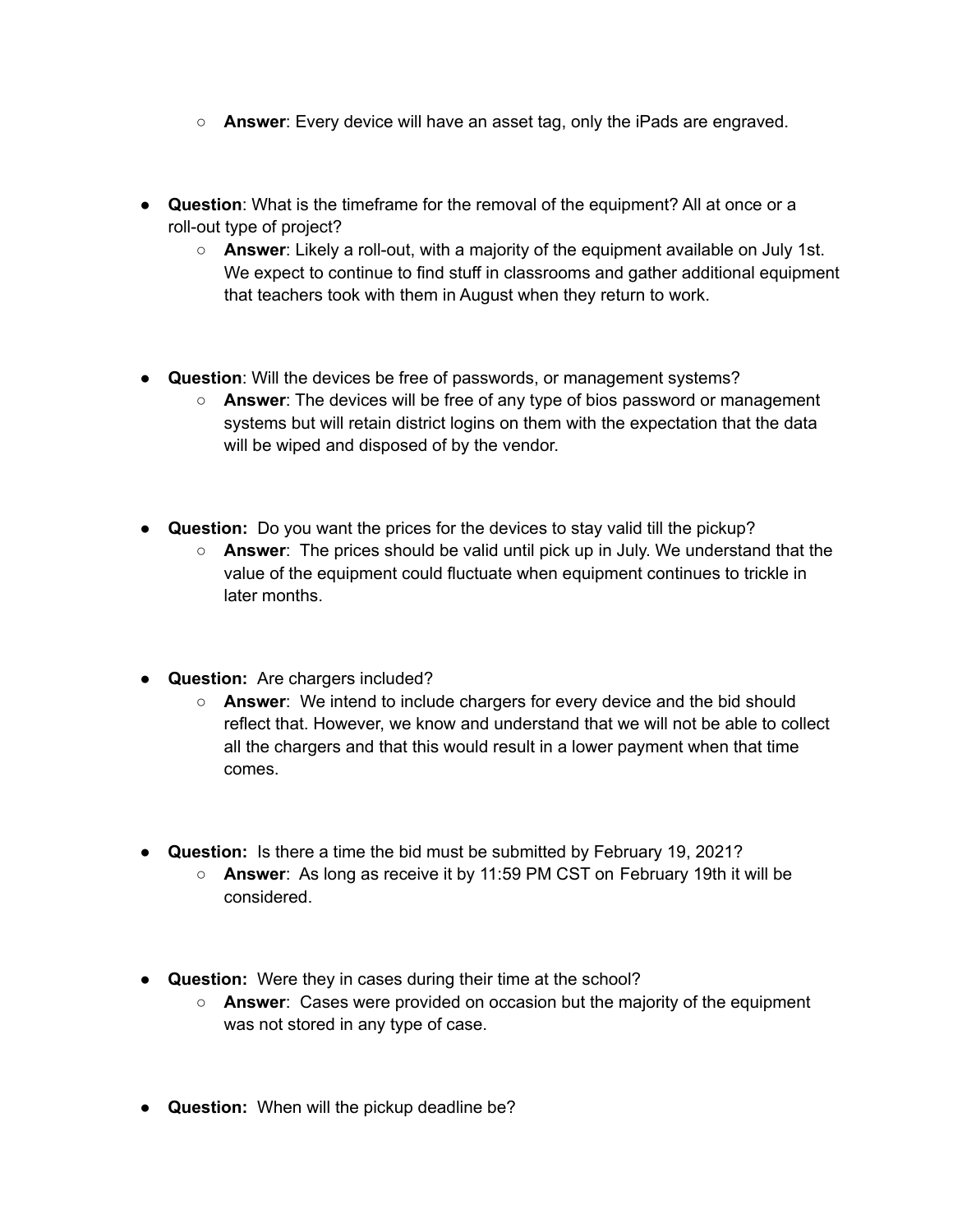- **Answer**: Every device will have an asset tag, only the iPads are engraved.

- **Question**: What is the timeframe for the removal of the equipment? All at once or a roll-out type of project?
  - **Answer**: Likely a roll-out, with a majority of the equipment available on July 1st. We expect to continue to find stuff in classrooms and gather additional equipment that teachers took with them in August when they return to work.

- **Question**: Will the devices be free of passwords, or management systems?
  - **Answer**: The devices will be free of any type of bios password or management systems but will retain district logins on them with the expectation that the data will be wiped and disposed of by the vendor.

- **Question:** Do you want the prices for the devices to stay valid till the pickup?
  - **Answer**: The prices should be valid until pick up in July. We understand that the value of the equipment could fluctuate when equipment continues to trickle in later months.

- **Question:** Are chargers included?
  - **Answer**: We intend to include chargers for every device and the bid should reflect that. However, we know and understand that we will not be able to collect all the chargers and that this would result in a lower payment when that time comes.

- **Question:** Is there a time the bid must be submitted by February 19, 2021?
  - **Answer**: As long as receive it by 11:59 PM CST on February 19th it will be considered.

- **Question:** Were they in cases during their time at the school?
  - **Answer**: Cases were provided on occasion but the majority of the equipment was not stored in any type of case.

- **Question:** When will the pickup deadline be?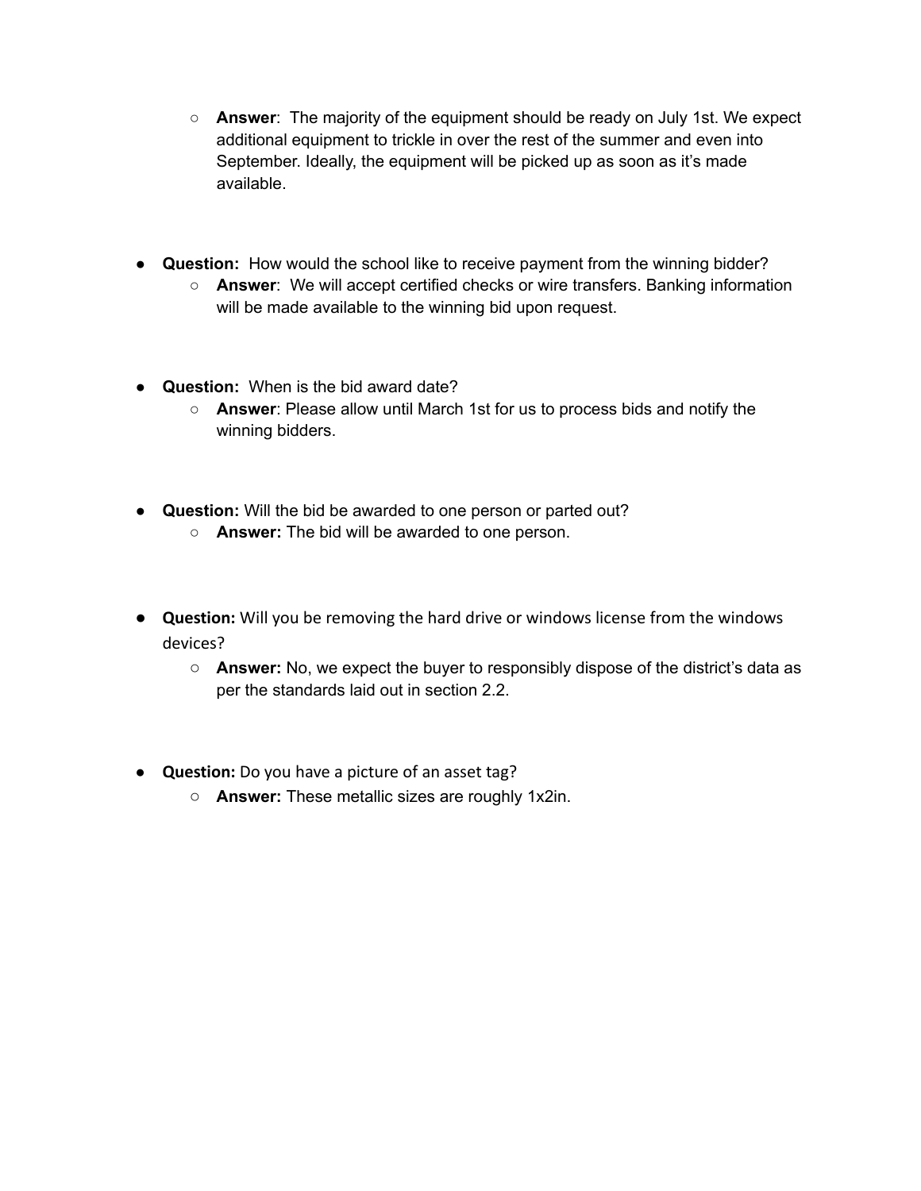- **Answer**: The majority of the equipment should be ready on July 1st. We expect additional equipment to trickle in over the rest of the summer and even into September. Ideally, the equipment will be picked up as soon as it's made available.

- **Question:** How would the school like to receive payment from the winning bidder?
  - **Answer**: We will accept certified checks or wire transfers. Banking information will be made available to the winning bid upon request.

- **Question:** When is the bid award date?
  - **Answer**: Please allow until March 1st for us to process bids and notify the winning bidders.

- **Question:** Will the bid be awarded to one person or parted out?
  - **Answer:** The bid will be awarded to one person.

- **Question:** Will you be removing the hard drive or windows license from the windows devices?
  - **Answer:** No, we expect the buyer to responsibly dispose of the district's data as per the standards laid out in section 2.2.

- **Question:** Do you have a picture of an asset tag?
  - **Answer:** These metallic sizes are roughly 1x2in.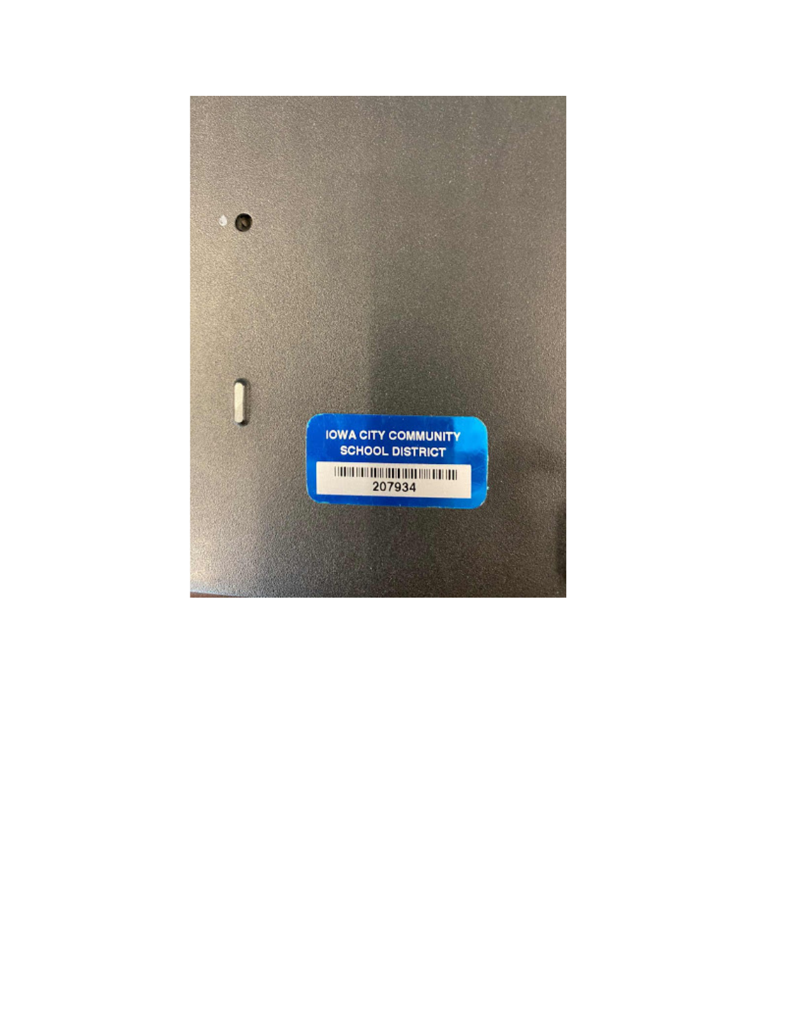IOWA CITY COMMUNITY SCHOOL DISTRICT

207934